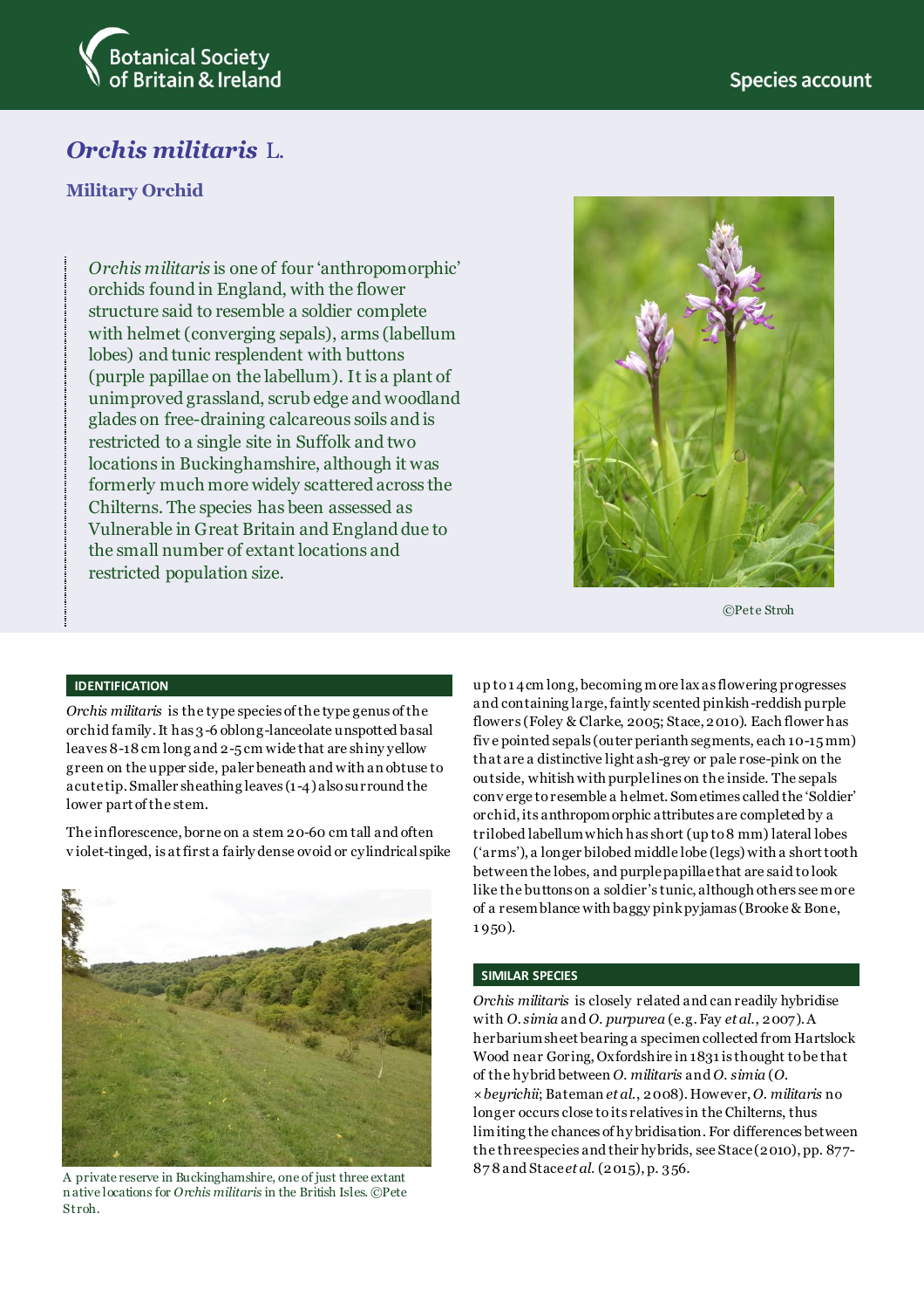# *Orchis militaris* L.

## Military Orchid

*Orchis militaris* is one of four 'anthropomorphic' orchids found in England, with the flower structure said to resemble a soldier complete with helmet (converging sepals), arms (labellum lobes) and tunic resplendent with buttons (purple papillae on the labellum). It is a plant of unimproved grassland, scrub edge and woodland glades on free-draining calcareous soils and is restricted to a single site in Suffolk and two locations in Buckinghamshire, although it was formerly much more widely scattered across the Chilterns. The species has been assessed as Vulnerable in Great Britain and England due to the small number of extant locations and restricted population size.

©Pete Stroh

### IDENTIFICATION

*Orchis militaris* is the type species of the type genus of the orchid family. It has 3-6 oblong-lanceolate unspotted basal leaves 8-18 cm long and 2-5 cm wide that are shiny yellow green on the upper side, paler beneath and with an obtuse to acute tip. Smaller sheathing leaves (1-4) also surround the lower part of the stem.

The inflorescence, borne on a stem 20-60 cm tall and often violet-tinged, is at first a fairly dense ovoid or cylindrical spike up to 14 cm long, becoming more lax as flowering progresses and containing large, faintly scented pinkish-reddish purple flowers (Foley & Clarke, 2005; Stace, 2010). Each flower has five pointed sepals (outer perianth segments, each 10-15 mm) that are a distinctive light ash-grey or pale rose-pink on the outside, whitish with purple lines on the inside. The sepals converge to resemble a helmet. Sometimes called the 'Soldier' orchid, its anthropomorphic attributes are completed by a trilobed labellum which has short (up to 8 mm) lateral lobes ('arms'), a longer bilobed middle lobe (legs) with a short tooth between the lobes, and purple papillae that are said to look like the buttons on a soldier's tunic, although others see more of a resemblance with baggy pink pyjamas (Brooke & Bone, 1950).

A private reserve in Buckinghamshire, one of just three extant native locations for *Orchis militaris* in the British Isles. ©Pete Stroh.

### SIMILAR SPECIES

*Orchis militaris* is closely related and can readily hybridise with *O. simia* and *O. purpurea* (e.g. Fay *et al.*, 2007). A herbarium sheet bearing a specimen collected from Hartslock Wood near Goring, Oxfordshire in 1831 is thought to be that of the hybrid between *O. militaris* and *O. simia* (*O. × beyrichii*; Bateman *et al.*, 2008). However, *O. militaris* no longer occurs close to its relatives in the Chilterns, thus limiting the chances of hybridisation. For differences between the three species and their hybrids, see Stace (2010), pp. 877-878 and Stace *et al.* (2015), p. 356.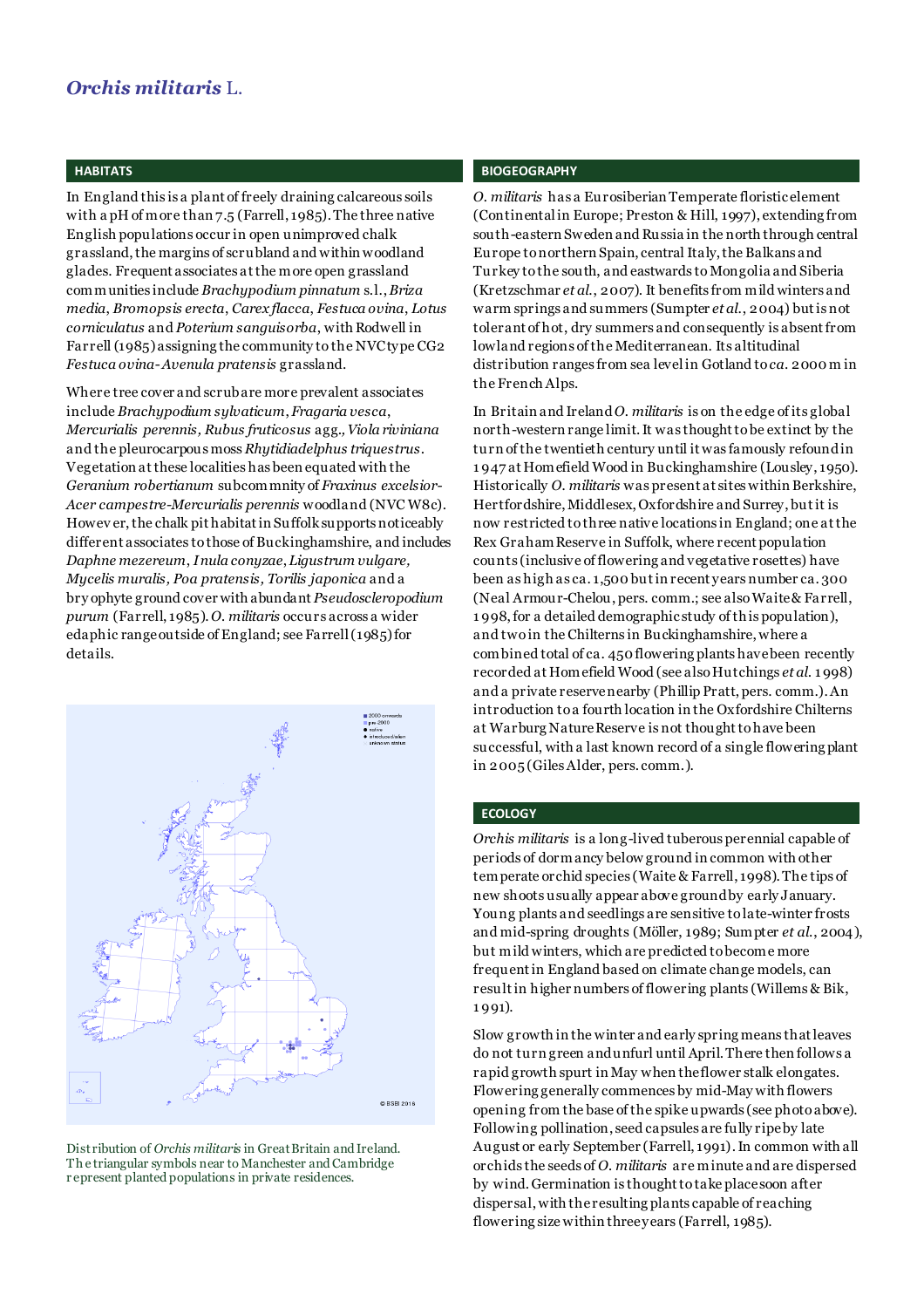# *Orchis militaris* L.

## HABITATS

In England this is a plant of freely draining calcareous soils with a pH of more than 7.5 (Farrell, 1985). The three native English populations occur in open unimproved chalk grassland, the margins of scrubland and within woodland glades. Frequent associates at the more open grassland communities include *Brachypodium pinnatum* s.l., *Briza media*, *Bromopsis erecta*, *Carex flacca*, *Festuca ovina*, *Lotus corniculatus* and *Poterium sanguisorba*, with Rodwell in Farrell (1985) assigning the community to the NVC type CG2 *Festuca ovina-Avenula pratensis* grassland.

Where tree cover and scrub are more prevalent associates include *Brachypodium sylvaticum*, *Fragaria vesca*, *Mercurialis perennis*, *Rubus fruticosus* agg., *Viola riviniana* and the pleurocarpous moss *Rhytidiadelphus triquestrus*. Vegetation at these localities has been equated with the *Geranium robertianum* subcommnity of *Fraxinus excelsior-Acer campestre-Mercurialis perennis* woodland (NVC W8c). However, the chalk pit habitat in Suffolk supports noticeably different associates to those of Buckinghamshire, and includes *Daphne mezereum*, *Inula conyzae*, *Ligustrum vulgare*, *Mycelis muralis*, *Poa pratensis*, *Torilis japonica* and a bryophyte ground cover with abundant *Pseudoscleropodium purum* (Farrell, 1985). *O. militaris* occurs across a wider edaphic range outside of England; see Farrell (1985) for details.

Distribution of *Orchis militaris* in Great Britain and Ireland. The triangular symbols near to Manchester and Cambridge represent planted populations in private residences.

## BIOGEOGRAPHY

*O. militaris* has a Eurosiberian Temperate floristic element (Continental in Europe; Preston & Hill, 1997), extending from south-eastern Sweden and Russia in the north through central Europe to northern Spain, central Italy, the Balkans and Turkey to the south, and eastwards to Mongolia and Siberia (Kretzschmar *et al.*, 2007). It benefits from mild winters and warm springs and summers (Sumpter *et al.*, 2004) but is not tolerant of hot, dry summers and consequently is absent from lowland regions of the Mediterranean. Its altitudinal distribution ranges from sea level in Gotland to *ca.* 2000 m in the French Alps.

In Britain and Ireland *O. militaris* is on the edge of its global north-western range limit. It was thought to be extinct by the turn of the twentieth century until it was famously refound in 1947 at Homefield Wood in Buckinghamshire (Lousley, 1950). Historically *O. militaris* was present at sites within Berkshire, Hertfordshire, Middlesex, Oxfordshire and Surrey, but it is now restricted to three native locations in England; one at the Rex Graham Reserve in Suffolk, where recent population counts (inclusive of flowering and vegetative rosettes) have been as high as ca. 1,500 but in recent years number ca. 300 (Neal Armour-Chelou, pers. comm.; see also Waite & Farrell, 1998, for a detailed demographic study of this population), and two in the Chilterns in Buckinghamshire, where a combined total of ca. 450 flowering plants have been recently recorded at Homefield Wood (see also Hutchings *et al.* 1998) and a private reserve nearby (Phillip Pratt, pers. comm.). An introduction to a fourth location in the Oxfordshire Chilterns at Warburg Nature Reserve is not thought to have been successful, with a last known record of a single flowering plant in 2005 (Giles Alder, pers. comm.).

## ECOLOGY

*Orchis militaris* is a long-lived tuberous perennial capable of periods of dormancy below ground in common with other temperate orchid species (Waite & Farrell, 1998). The tips of new shoots usually appear above ground by early January. Young plants and seedlings are sensitive to late-winter frosts and mid-spring droughts (Möller, 1989; Sumpter *et al.*, 2004), but mild winters, which are predicted to become more frequent in England based on climate change models, can result in higher numbers of flowering plants (Willems & Bik, 1991).

Slow growth in the winter and early spring means that leaves do not turn green and unfurl until April. There then follows a rapid growth spurt in May when the flower stalk elongates. Flowering generally commences by mid-May with flowers opening from the base of the spike upwards (see photo above). Following pollination, seed capsules are fully ripe by late August or early September (Farrell, 1991). In common with all orchids the seeds of *O. militaris* are minute and are dispersed by wind. Germination is thought to take place soon after dispersal, with the resulting plants capable of reaching flowering size within three years (Farrell, 1985).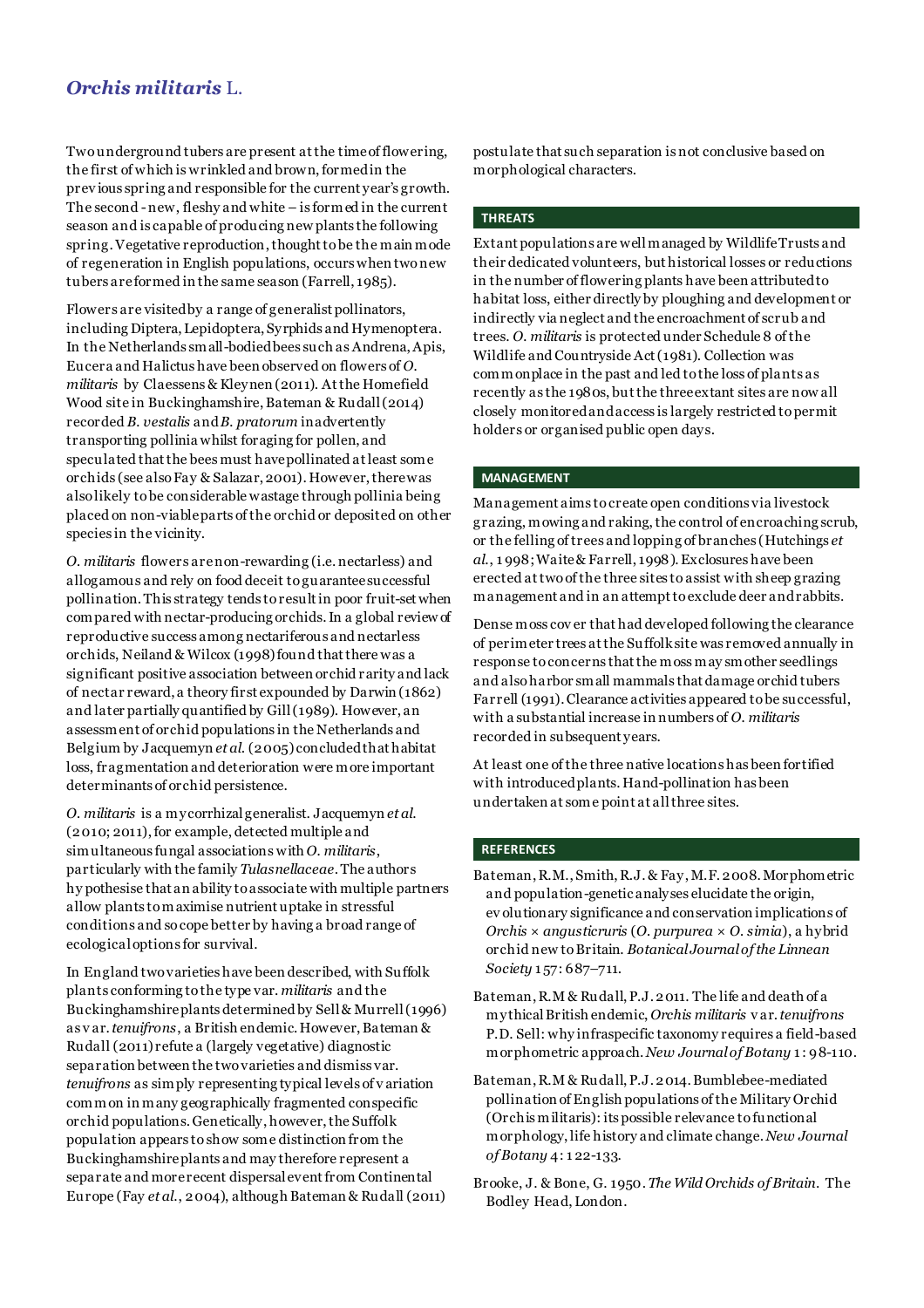## *Orchis militaris* L.

Two underground tubers are present at the time of flowering, the first of which is wrinkled and brown, formed in the previous spring and responsible for the current year's growth. The second - new, fleshy and white – is formed in the current season and is capable of producing new plants the following spring. Vegetative reproduction, thought to be the main mode of regeneration in English populations, occurs when two new tubers are formed in the same season (Farrell, 1985).

Flowers are visited by a range of generalist pollinators, including Diptera, Lepidoptera, Syrphids and Hymenoptera. In the Netherlands small-bodied bees such as Andrena, Apis, Eucera and Halictus have been observed on flowers of *O. militaris* by Claessens & Kleynen (2011). At the Homefield Wood site in Buckinghamshire, Bateman & Rudall (2014) recorded *B. vestalis* and *B. pratorum* inadvertently transporting pollinia whilst foraging for pollen, and speculated that the bees must have pollinated at least some orchids (see also Fay & Salazar, 2001). However, there was also likely to be considerable wastage through pollinia being placed on non-viable parts of the orchid or deposited on other species in the vicinity.

*O. militaris* flowers are non-rewarding (i.e. nectarless) and allogamous and rely on food deceit to guarantee successful pollination. This strategy tends to result in poor fruit-set when compared with nectar-producing orchids. In a global review of reproductive success among nectariferous and nectarless orchids, Neiland & Wilcox (1998) found that there was a significant positive association between orchid rarity and lack of nectar reward, a theory first expounded by Darwin (1862) and later partially quantified by Gill (1989). However, an assessment of orchid populations in the Netherlands and Belgium by Jacquemyn *et al.* (2005) concluded that habitat loss, fragmentation and deterioration were more important determinants of orchid persistence.

*O. militaris* is a mycorrhizal generalist. Jacquemyn *et al.* (2010; 2011), for example, detected multiple and simultaneous fungal associations with *O. militaris*, particularly with the family *Tulasnellaceae*. The authors hypothesise that an ability to associate with multiple partners allow plants to maximise nutrient uptake in stressful conditions and so cope better by having a broad range of ecological options for survival.

In England two varieties have been described, with Suffolk plants conforming to the type var. *militaris* and the Buckinghamshire plants determined by Sell & Murrell (1996) as var. *tenuifrons*, a British endemic. However, Bateman & Rudall (2011) refute a (largely vegetative) diagnostic separation between the two varieties and dismiss var. *tenuifrons* as simply representing typical levels of variation common in many geographically fragmented conspecific orchid populations. Genetically, however, the Suffolk population appears to show some distinction from the Buckinghamshire plants and may therefore represent a separate and more recent dispersal event from Continental Europe (Fay *et al.*, 2004), although Bateman & Rudall (2011) postulate that such separation is not conclusive based on morphological characters.

### THREATS

Extant populations are well managed by Wildlife Trusts and their dedicated volunteers, but historical losses or reductions in the number of flowering plants have been attributed to habitat loss, either directly by ploughing and development or indirectly via neglect and the encroachment of scrub and trees. *O. militaris* is protected under Schedule 8 of the Wildlife and Countryside Act (1981). Collection was commonplace in the past and led to the loss of plants as recently as the 1980s, but the three extant sites are now all closely monitored and access is largely restricted to permit holders or organised public open days.

### MANAGEMENT

Management aims to create open conditions via livestock grazing, mowing and raking, the control of encroaching scrub, or the felling of trees and lopping of branches (Hutchings *et al.*, 1998; Waite & Farrell, 1998). Exclosures have been erected at two of the three sites to assist with sheep grazing management and in an attempt to exclude deer and rabbits.

Dense moss cover that had developed following the clearance of perimeter trees at the Suffolk site was removed annually in response to concerns that the moss may smother seedlings and also harbor small mammals that damage orchid tubers Farrell (1991). Clearance activities appeared to be successful, with a substantial increase in numbers of *O. militaris* recorded in subsequent years.

At least one of the three native locations has been fortified with introduced plants. Hand-pollination has been undertaken at some point at all three sites.

### REFERENCES

Bateman, R.M., Smith, R.J. & Fay, M.F. 2008. Morphometric and population-genetic analyses elucidate the origin, evolutionary significance and conservation implications of *Orchis × angusticruris* (*O. purpurea × O. simia*), a hybrid orchid new to Britain. *Botanical Journal of the Linnean Society* 157: 687–711.

Bateman, R.M & Rudall, P.J. 2011. The life and death of a mythical British endemic, *Orchis militaris* var. *tenuifrons* P.D. Sell: why infraspecific taxonomy requires a field-based morphometric approach. *New Journal of Botany* 1: 98-110.

Bateman, R.M & Rudall, P.J. 2014. Bumblebee-mediated pollination of English populations of the Military Orchid (Orchis militaris): its possible relevance to functional morphology, life history and climate change. *New Journal of Botany* 4: 122-133.

Brooke, J. & Bone, G. 1950. *The Wild Orchids of Britain*. The Bodley Head, London.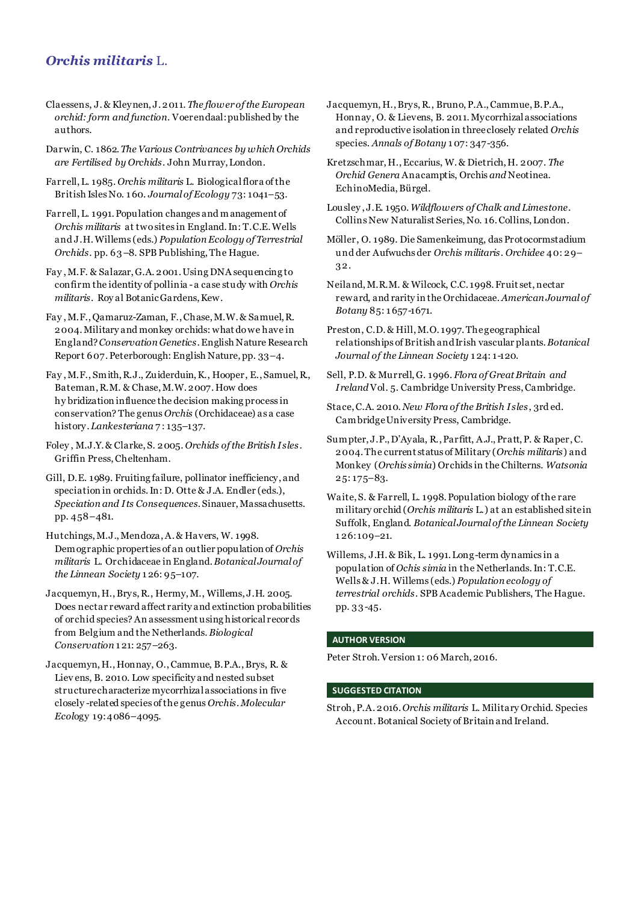Claessens, J. & Kleynen, J. 2011. *The flower of the European orchid: form and function*. Voerendaal: published by the authors.

Darwin, C. 1862. *The Various Contrivances by which Orchids are Fertilised by Orchids*. John Murray, London.

Farrell, L. 1985. *Orchis militaris* L. Biological flora of the British Isles No. 160. *Journal of Ecology* 73: 1041–53.

Farrell, L. 1991. Population changes and management of *Orchis militaris* at two sites in England. In: T.C.E. Wells and J.H. Willems (eds.) *Population Ecology of Terrestrial Orchids*. pp. 63–8. SPB Publishing, The Hague.

Fay, M.F. & Salazar, G.A. 2001. Using DNA sequencing to confirm the identity of pollinia - a case study with *Orchis militaris*. Royal Botanic Gardens, Kew.

Fay, M.F., Qamaruz-Zaman, F., Chase, M.W. & Samuel, R. 2004. Military and monkey orchids: what do we have in England? *Conservation Genetics*. English Nature Research Report 607. Peterborough: English Nature, pp. 33–4.

Fay, M.F., Smith, R.J., Zuiderduin, K., Hooper, E., Samuel, R., Bateman, R.M. & Chase, M.W. 2007. How does hybridization influence the decision making process in conservation? The genus *Orchis* (Orchidaceae) as a case history. *Lankesteriana* 7: 135–137.

Foley, M.J.Y. & Clarke, S. 2005. *Orchids of the British Isles*. Griffin Press, Cheltenham.

Gill, D.E. 1989. Fruiting failure, pollinator inefficiency, and speciation in orchids. In: D. Otte & J.A. Endler (eds.), *Speciation and Its Consequences*. Sinauer, Massachusetts. pp. 458–481.

Hutchings, M.J., Mendoza, A. & Havers, W. 1998. Demographic properties of an outlier population of *Orchis militaris* L. Orchidaceae in England. *Botanical Journal of the Linnean Society* 126: 95–107.

Jacquemyn, H., Brys, R., Hermy, M., Willems, J.H. 2005. Does nectar reward affect rarity and extinction probabilities of orchid species? An assessment using historical records from Belgium and the Netherlands. *Biological Conservation* 121: 257–263.

Jacquemyn, H., Honnay, O., Cammue, B.P.A., Brys, R. & Lievens, B. 2010. Low specificity and nested subset structure characterize mycorrhizal associations in five closely-related species of the genus *Orchis*. *Molecular Ecology* 19: 4086–4095.

Jacquemyn, H., Brys, R., Bruno, P.A., Cammue, B.P.A., Honnay, O. & Lievens, B. 2011. Mycorrhizal associations and reproductive isolation in three closely related *Orchis* species. *Annals of Botany* 107: 347-356.

Kretzschmar, H., Eccarius, W. & Dietrich, H. 2007. *The Orchid Genera* Anacamptis, Orchis *and* Neotinea. EchinoMedia, Bürgel.

Lousley, J.E. 1950. *Wildflowers of Chalk and Limestone*. Collins New Naturalist Series, No. 16. Collins, London.

Möller, O. 1989. Die Samenkeimung, das Protocormstadium und der Aufwuchs der *Orchis militaris*. *Orchidee* 40: 29–32.

Neiland, M.R.M. & Wilcock, C.C. 1998. Fruit set, nectar reward, and rarity in the Orchidaceae. *American Journal of Botany* 85: 1657-1671.

Preston, C.D. & Hill, M.O. 1997. The geographical relationships of British and Irish vascular plants. *Botanical Journal of the Linnean Society* 124: 1-120.

Sell, P.D. & Murrell, G. 1996. *Flora of Great Britain and Ireland* Vol. 5. Cambridge University Press, Cambridge.

Stace, C.A. 2010. *New Flora of the British Isles*, 3rd ed. Cambridge University Press, Cambridge.

Sumpter, J.P., D'Ayala, R., Parfitt, A.J., Pratt, P. & Raper, C. 2004. The current status of Military (*Orchis militaris*) and Monkey (*Orchis simia*) Orchids in the Chilterns. *Watsonia* 25: 175–83.

Waite, S. & Farrell, L. 1998. Population biology of the rare military orchid (*Orchis militaris* L.) at an established site in Suffolk, England. *Botanical Journal of the Linnean Society* 126: 109–21.

Willems, J.H. & Bik, L. 1991. Long-term dynamics in a population of *Ochis simia* in the Netherlands. In: T.C.E. Wells & J.H. Willems (eds.) *Population ecology of terrestrial orchids*. SPB Academic Publishers, The Hague. pp. 33-45.

## AUTHOR VERSION

Peter Stroh. Version 1: 06 March, 2016.

## SUGGESTED CITATION

Stroh, P.A. 2016. *Orchis militaris* L. Military Orchid. Species Account. Botanical Society of Britain and Ireland.